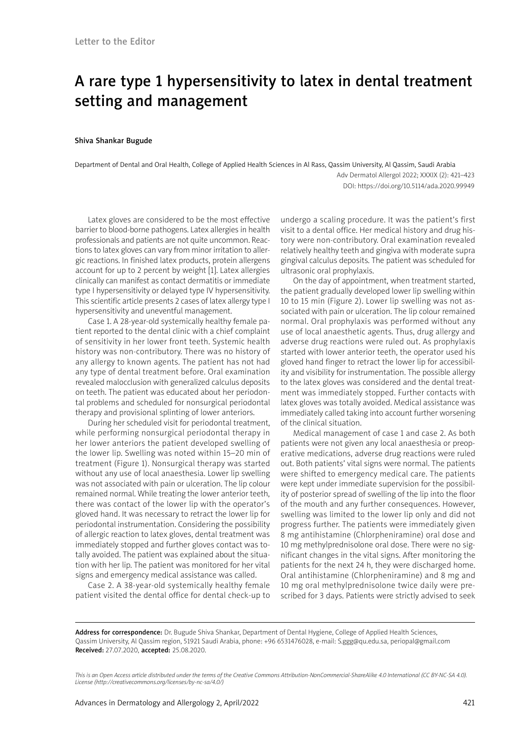Letter to the Editor

# A rare type 1 hypersensitivity to latex in dental treatment setting and management

**Shiva Shankar Bugude**

Department of Dental and Oral Health, College of Applied Health Sciences in Al Rass, Qassim University, Al Qassim, Saudi Arabia

Adv Dermatol Allergol 2022; XXXIX (2): 421–423
DOI: https://doi.org/10.5114/ada.2020.99949

Latex gloves are considered to be the most effective barrier to blood-borne pathogens. Latex allergies in health professionals and patients are not quite uncommon. Reactions to latex gloves can vary from minor irritation to allergic reactions. In finished latex products, protein allergens account for up to 2 percent by weight [1]. Latex allergies clinically can manifest as contact dermatitis or immediate type I hypersensitivity or delayed type IV hypersensitivity. This scientific article presents 2 cases of latex allergy type I hypersensitivity and uneventful management.

Case 1. A 28-year-old systemically healthy female patient reported to the dental clinic with a chief complaint of sensitivity in her lower front teeth. Systemic health history was non-contributory. There was no history of any allergy to known agents. The patient has not had any type of dental treatment before. Oral examination revealed malocclusion with generalized calculus deposits on teeth. The patient was educated about her periodontal problems and scheduled for nonsurgical periodontal therapy and provisional splinting of lower anteriors.

During her scheduled visit for periodontal treatment, while performing nonsurgical periodontal therapy in her lower anteriors the patient developed swelling of the lower lip. Swelling was noted within 15–20 min of treatment (Figure 1). Nonsurgical therapy was started without any use of local anaesthesia. Lower lip swelling was not associated with pain or ulceration. The lip colour remained normal. While treating the lower anterior teeth, there was contact of the lower lip with the operator's gloved hand. It was necessary to retract the lower lip for periodontal instrumentation. Considering the possibility of allergic reaction to latex gloves, dental treatment was immediately stopped and further gloves contact was totally avoided. The patient was explained about the situation with her lip. The patient was monitored for her vital signs and emergency medical assistance was called.

Case 2. A 38-year-old systemically healthy female patient visited the dental office for dental check-up to undergo a scaling procedure. It was the patient's first visit to a dental office. Her medical history and drug history were non-contributory. Oral examination revealed relatively healthy teeth and gingiva with moderate supra gingival calculus deposits. The patient was scheduled for ultrasonic oral prophylaxis.

On the day of appointment, when treatment started, the patient gradually developed lower lip swelling within 10 to 15 min (Figure 2). Lower lip swelling was not associated with pain or ulceration. The lip colour remained normal. Oral prophylaxis was performed without any use of local anaesthetic agents. Thus, drug allergy and adverse drug reactions were ruled out. As prophylaxis started with lower anterior teeth, the operator used his gloved hand finger to retract the lower lip for accessibility and visibility for instrumentation. The possible allergy to the latex gloves was considered and the dental treatment was immediately stopped. Further contacts with latex gloves was totally avoided. Medical assistance was immediately called taking into account further worsening of the clinical situation.

Medical management of case 1 and case 2. As both patients were not given any local anaesthesia or preoperative medications, adverse drug reactions were ruled out. Both patients' vital signs were normal. The patients were shifted to emergency medical care. The patients were kept under immediate supervision for the possibility of posterior spread of swelling of the lip into the floor of the mouth and any further consequences. However, swelling was limited to the lower lip only and did not progress further. The patients were immediately given 8 mg antihistamine (Chlorpheniramine) oral dose and 10 mg methylprednisolone oral dose. There were no significant changes in the vital signs. After monitoring the patients for the next 24 h, they were discharged home. Oral antihistamine (Chlorpheniramine) and 8 mg and 10 mg oral methylprednisolone twice daily were prescribed for 3 days. Patients were strictly advised to seek

**Address for correspondence:** Dr. Bugude Shiva Shankar, Department of Dental Hygiene, College of Applied Health Sciences, Qassim University, Al Qassim region, 51921 Saudi Arabia, phone: +96 6531476028, e-mail: S.ggg@qu.edu.sa, periopal@gmail.com
**Received:** 27.07.2020, **accepted:** 25.08.2020.

*This is an Open Access article distributed under the terms of the Creative Commons Attribution-NonCommercial-ShareAlike 4.0 International (CC BY-NC-SA 4.0). License (http://creativecommons.org/licenses/by-nc-sa/4.0/)*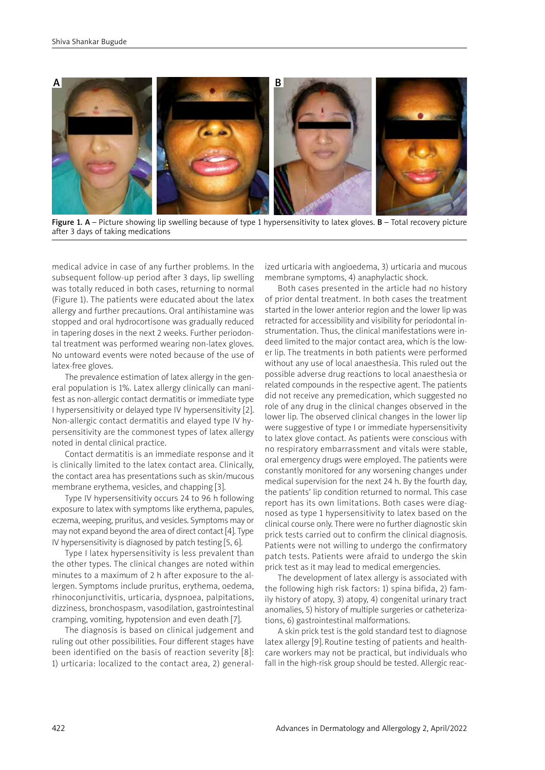Figure 1. **A** – Picture showing lip swelling because of type 1 hypersensitivity to latex gloves. **B** – Total recovery picture after 3 days of taking medications

medical advice in case of any further problems. In the subsequent follow-up period after 3 days, lip swelling was totally reduced in both cases, returning to normal (Figure 1). The patients were educated about the latex allergy and further precautions. Oral antihistamine was stopped and oral hydrocortisone was gradually reduced in tapering doses in the next 2 weeks. Further periodontal treatment was performed wearing non-latex gloves. No untoward events were noted because of the use of latex-free gloves.

The prevalence estimation of latex allergy in the general population is 1%. Latex allergy clinically can manifest as non-allergic contact dermatitis or immediate type I hypersensitivity or delayed type IV hypersensitivity [2]. Non-allergic contact dermatitis and elayed type IV hypersensitivity are the commonest types of latex allergy noted in dental clinical practice.

Contact dermatitis is an immediate response and it is clinically limited to the latex contact area. Clinically, the contact area has presentations such as skin/mucous membrane erythema, vesicles, and chapping [3].

Type IV hypersensitivity occurs 24 to 96 h following exposure to latex with symptoms like erythema, papules, eczema, weeping, pruritus, and vesicles. Symptoms may or may not expand beyond the area of direct contact [4]. Type IV hypersensitivity is diagnosed by patch testing [5, 6].

Type I latex hypersensitivity is less prevalent than the other types. The clinical changes are noted within minutes to a maximum of 2 h after exposure to the allergen. Symptoms include pruritus, erythema, oedema, rhinoconjunctivitis, urticaria, dyspnoea, palpitations, dizziness, bronchospasm, vasodilation, gastrointestinal cramping, vomiting, hypotension and even death [7].

The diagnosis is based on clinical judgement and ruling out other possibilities. Four different stages have been identified on the basis of reaction severity [8]: 1) urticaria: localized to the contact area, 2) generalized urticaria with angioedema, 3) urticaria and mucous membrane symptoms, 4) anaphylactic shock.

Both cases presented in the article had no history of prior dental treatment. In both cases the treatment started in the lower anterior region and the lower lip was retracted for accessibility and visibility for periodontal instrumentation. Thus, the clinical manifestations were indeed limited to the major contact area, which is the lower lip. The treatments in both patients were performed without any use of local anaesthesia. This ruled out the possible adverse drug reactions to local anaesthesia or related compounds in the respective agent. The patients did not receive any premedication, which suggested no role of any drug in the clinical changes observed in the lower lip. The observed clinical changes in the lower lip were suggestive of type I or immediate hypersensitivity to latex glove contact. As patients were conscious with no respiratory embarrassment and vitals were stable, oral emergency drugs were employed. The patients were constantly monitored for any worsening changes under medical supervision for the next 24 h. By the fourth day, the patients' lip condition returned to normal. This case report has its own limitations. Both cases were diagnosed as type 1 hypersensitivity to latex based on the clinical course only. There were no further diagnostic skin prick tests carried out to confirm the clinical diagnosis. Patients were not willing to undergo the confirmatory patch tests. Patients were afraid to undergo the skin prick test as it may lead to medical emergencies.

The development of latex allergy is associated with the following high risk factors: 1) spina bifida, 2) family history of atopy, 3) atopy, 4) congenital urinary tract anomalies, 5) history of multiple surgeries or catheterizations, 6) gastrointestinal malformations.

A skin prick test is the gold standard test to diagnose latex allergy [9]. Routine testing of patients and healthcare workers may not be practical, but individuals who fall in the high-risk group should be tested. Allergic reac-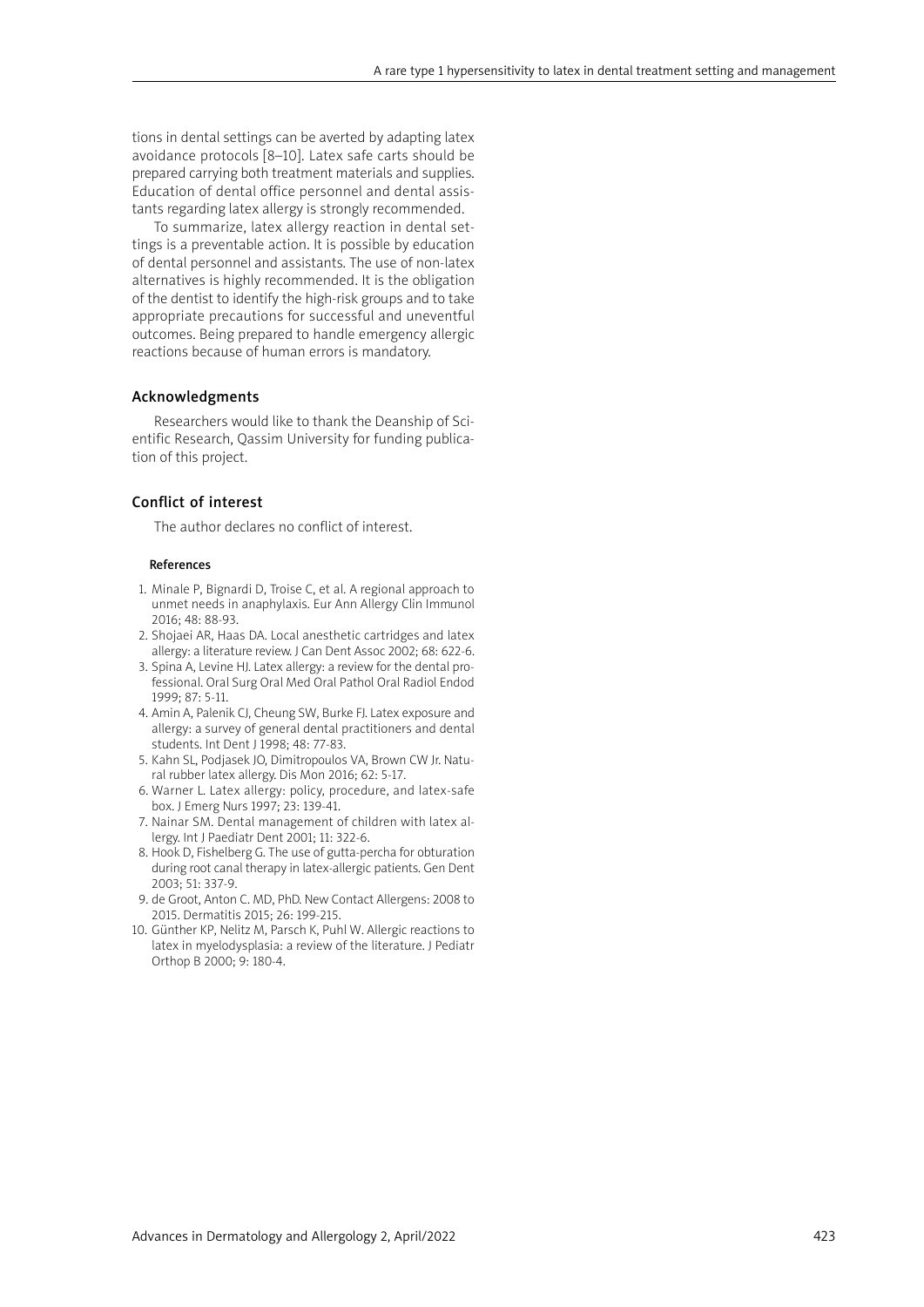tions in dental settings can be averted by adapting latex avoidance protocols [8–10]. Latex safe carts should be prepared carrying both treatment materials and supplies. Education of dental office personnel and dental assistants regarding latex allergy is strongly recommended.

To summarize, latex allergy reaction in dental settings is a preventable action. It is possible by education of dental personnel and assistants. The use of non-latex alternatives is highly recommended. It is the obligation of the dentist to identify the high-risk groups and to take appropriate precautions for successful and uneventful outcomes. Being prepared to handle emergency allergic reactions because of human errors is mandatory.

## Acknowledgments

Researchers would like to thank the Deanship of Scientific Research, Qassim University for funding publication of this project.

## Conflict of interest

The author declares no conflict of interest.

### References

1. Minale P, Bignardi D, Troise C, et al. A regional approach to unmet needs in anaphylaxis. Eur Ann Allergy Clin Immunol 2016; 48: 88-93.
2. Shojaei AR, Haas DA. Local anesthetic cartridges and latex allergy: a literature review. J Can Dent Assoc 2002; 68: 622-6.
3. Spina A, Levine HJ. Latex allergy: a review for the dental professional. Oral Surg Oral Med Oral Pathol Oral Radiol Endod 1999; 87: 5-11.
4. Amin A, Palenik CJ, Cheung SW, Burke FJ. Latex exposure and allergy: a survey of general dental practitioners and dental students. Int Dent J 1998; 48: 77-83.
5. Kahn SL, Podjasek JO, Dimitropoulos VA, Brown CW Jr. Natural rubber latex allergy. Dis Mon 2016; 62: 5-17.
6. Warner L. Latex allergy: policy, procedure, and latex-safe box. J Emerg Nurs 1997; 23: 139-41.
7. Nainar SM. Dental management of children with latex allergy. Int J Paediatr Dent 2001; 11: 322-6.
8. Hook D, Fishelberg G. The use of gutta-percha for obturation during root canal therapy in latex-allergic patients. Gen Dent 2003; 51: 337-9.
9. de Groot, Anton C. MD, PhD. New Contact Allergens: 2008 to 2015. Dermatitis 2015; 26: 199-215.
10. Günther KP, Nelitz M, Parsch K, Puhl W. Allergic reactions to latex in myelodysplasia: a review of the literature. J Pediatr Orthop B 2000; 9: 180-4.